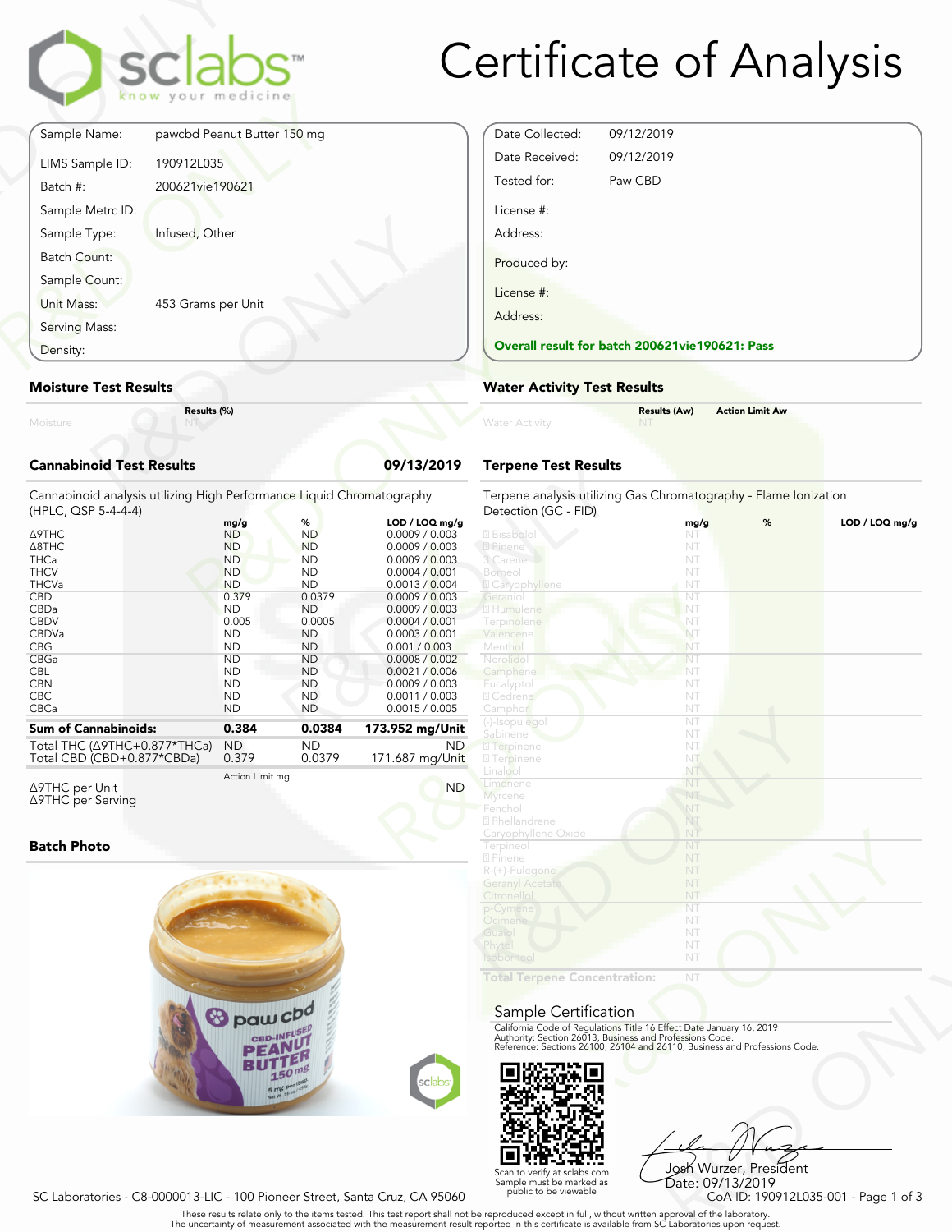# Certificate of Analysis

sclabs — know your medicine

| | |
|---|---|
| Sample Name: | pawcbd Peanut Butter 150 mg |
| LIMS Sample ID: | 190912L035 |
| Batch #: | 200621vie190621 |
| Sample Metrc ID: | |
| Sample Type: | Infused, Other |
| Batch Count: | |
| Sample Count: | |
| Unit Mass: | 453 Grams per Unit |
| Serving Mass: | |
| Density: | |

| | |
|---|---|
| Date Collected: | 09/12/2019 |
| Date Received: | 09/12/2019 |
| Tested for: | Paw CBD |
| License #: | |
| Address: | |
| Produced by: | |
| License #: | |
| Address: | |

**Overall result for batch 200621vie190621: Pass**

## Moisture Test Results

| | Results (%) |
|---|---|
| Moisture | NT |

## Water Activity Test Results

| | Results (Aw) | Action Limit Aw |
|---|---|---|
| Water Activity | NT | |

## Cannabinoid Test Results — 09/13/2019

Cannabinoid analysis utilizing High Performance Liquid Chromatography (HPLC, QSP 5-4-4-4)

| | mg/g | % | LOD / LOQ mg/g |
|---|---|---|---|
| Δ9THC | ND | ND | 0.0009 / 0.003 |
| Δ8THC | ND | ND | 0.0009 / 0.003 |
| THCa | ND | ND | 0.0009 / 0.003 |
| THCV | ND | ND | 0.0004 / 0.001 |
| THCVa | ND | ND | 0.0013 / 0.004 |
| CBD | 0.379 | 0.0379 | 0.0009 / 0.003 |
| CBDa | ND | ND | 0.0009 / 0.003 |
| CBDV | 0.005 | 0.0005 | 0.0004 / 0.001 |
| CBDVa | ND | ND | 0.0003 / 0.001 |
| CBG | ND | ND | 0.001 / 0.003 |
| CBGa | ND | ND | 0.0008 / 0.002 |
| CBL | ND | ND | 0.0021 / 0.006 |
| CBN | ND | ND | 0.0009 / 0.003 |
| CBC | ND | ND | 0.0011 / 0.003 |
| CBCa | ND | ND | 0.0015 / 0.005 |
| **Sum of Cannabinoids:** | **0.384** | **0.0384** | **173.952 mg/Unit** |
| Total THC (Δ9THC+0.877*THCa) | ND | ND | ND |
| Total CBD (CBD+0.877*CBDa) | 0.379 | 0.0379 | 171.687 mg/Unit |

| | Action Limit mg | |
|---|---|---|
| Δ9THC per Unit | | ND |
| Δ9THC per Serving | | |

## Terpene Test Results

Terpene analysis utilizing Gas Chromatography - Flame Ionization Detection (GC - FID)

| | mg/g | % | LOD / LOQ mg/g |
|---|---|---|---|
| α Bisabolol | NT | | |
| α Pinene | NT | | |
| 3 Carene | NT | | |
| Borneol | NT | | |
| β Caryophyllene | NT | | |
| Geraniol | NT | | |
| α Humulene | NT | | |
| Terpinolene | NT | | |
| Valencene | NT | | |
| Menthol | NT | | |
| Nerolidol | NT | | |
| Camphene | NT | | |
| Eucalyptol | NT | | |
| α Cedrene | NT | | |
| Camphor | NT | | |
| (-)-Isopulegol | NT | | |
| Sabinene | NT | | |
| α Terpinene | NT | | |
| γ Terpinene | NT | | |
| Linalool | NT | | |
| Limonene | NT | | |
| Myrcene | NT | | |
| Fenchol | NT | | |
| α Phellandrene | NT | | |
| Caryophyllene Oxide | NT | | |
| Terpineol | NT | | |
| β Pinene | NT | | |
| R-(+)-Pulegone | NT | | |
| Geranyl Acetate | NT | | |
| Citronellol | NT | | |
| p-Cymene | NT | | |
| Ocimene | NT | | |
| Guaiol | NT | | |
| Phytol | NT | | |
| Isoborneol | NT | | |
| **Total Terpene Concentration:** | NT | | |

## Batch Photo

## Sample Certification

California Code of Regulations Title 16 Effect Date January 16, 2019
Authority: Section 26013, Business and Professions Code.
Reference: Sections 26100, 26104 and 26110, Business and Professions Code.

Scan to verify at sclabs.com
Sample must be marked as public to be viewable

Josh Wurzer, President
Date: 09/13/2019

SC Laboratories - C8-0000013-LIC - 100 Pioneer Street, Santa Cruz, CA 95060

CoA ID: 190912L035-001

These results relate only to the items tested. This test report shall not be reproduced except in full, without written approval of the laboratory.
The uncertainty of measurement associated with the measurement result reported in this certificate is available from SC Laboratories upon request.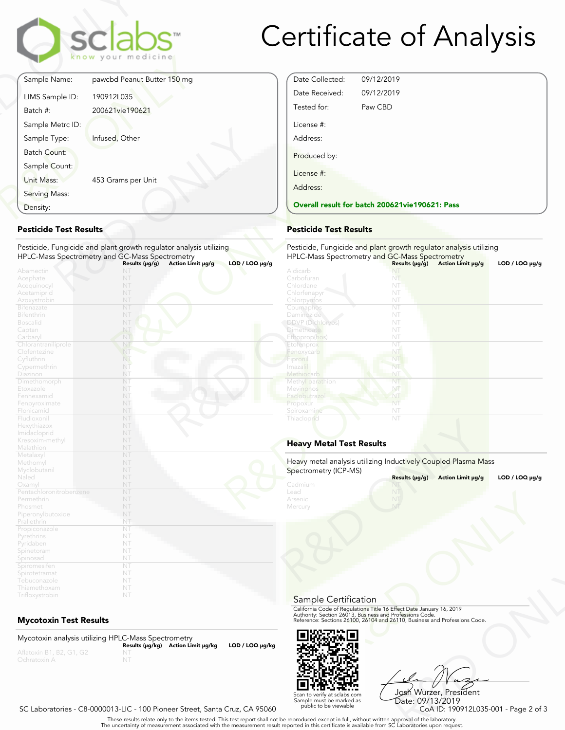# Certificate of Analysis

| | |
|---|---|
| Sample Name: | pawcbd Peanut Butter 150 mg |
| LIMS Sample ID: | 190912L035 |
| Batch #: | 200621vie190621 |
| Sample Metrc ID: | |
| Sample Type: | Infused, Other |
| Batch Count: | |
| Sample Count: | |
| Unit Mass: | 453 Grams per Unit |
| Serving Mass: | |
| Density: | |

| | |
|---|---|
| Date Collected: | 09/12/2019 |
| Date Received: | 09/12/2019 |
| Tested for: | Paw CBD |
| License #: | |
| Address: | |
| Produced by: | |
| License #: | |
| Address: | |

**Overall result for batch 200621vie190621: Pass**

## Pesticide Test Results

Pesticide, Fungicide and plant growth regulator analysis utilizing HPLC-Mass Spectrometry and GC-Mass Spectrometry

| | Results (µg/g) | Action Limit µg/g | LOD / LOQ µg/g |
|---|---|---|---|
| Abamectin | NT | | |
| Acephate | NT | | |
| Acequinocyl | NT | | |
| Acetamiprid | NT | | |
| Azoxystrobin | NT | | |
| Bifenazate | NT | | |
| Bifenthrin | NT | | |
| Boscalid | NT | | |
| Captan | NT | | |
| Carbaryl | NT | | |
| Chlorantraniliprole | NT | | |
| Clofentezine | NT | | |
| Cyfluthrin | NT | | |
| Cypermethrin | NT | | |
| Diazinon | NT | | |
| Dimethomorph | NT | | |
| Etoxazole | NT | | |
| Fenhexamid | NT | | |
| Fenpyroximate | NT | | |
| Flonicamid | NT | | |
| Fludioxonil | NT | | |
| Hexythiazox | NT | | |
| Imidacloprid | NT | | |
| Kresoxim-methyl | NT | | |
| Malathion | NT | | |
| Metalaxyl | NT | | |
| Methomyl | NT | | |
| Myclobutanil | NT | | |
| Naled | NT | | |
| Oxamyl | NT | | |
| Pentachloronitrobenzene | NT | | |
| Permethrin | NT | | |
| Phosmet | NT | | |
| Piperonylbutoxide | NT | | |
| Prallethrin | NT | | |
| Propiconazole | NT | | |
| Pyrethrins | NT | | |
| Pyridaben | NT | | |
| Spinetoram | NT | | |
| Spinosad | NT | | |
| Spiromesifen | NT | | |
| Spirotetramat | NT | | |
| Tebuconazole | NT | | |
| Thiamethoxam | NT | | |
| Trifloxystrobin | NT | | |

## Pesticide Test Results

Pesticide, Fungicide and plant growth regulator analysis utilizing HPLC-Mass Spectrometry and GC-Mass Spectrometry

| | Results (µg/g) | Action Limit µg/g | LOD / LOQ µg/g |
|---|---|---|---|
| Aldicarb | NT | | |
| Carbofuran | NT | | |
| Chlordane | NT | | |
| Chlorfenapyr | NT | | |
| Chlorpyrifos | NT | | |
| Coumaphos | NT | | |
| Daminozide | NT | | |
| DDVP (Dichlorvos) | NT | | |
| Dimethoate | NT | | |
| Ethoprop(hos) | NT | | |
| Etofenprox | NT | | |
| Fenoxycarb | NT | | |
| Fipronil | NT | | |
| Imazalil | NT | | |
| Methiocarb | NT | | |
| Methyl parathion | NT | | |
| Mevinphos | NT | | |
| Paclobutrazol | NT | | |
| Propoxur | NT | | |
| Spiroxamine | NT | | |
| Thiacloprid | NT | | |

## Heavy Metal Test Results

Heavy metal analysis utilizing Inductively Coupled Plasma Mass Spectrometry (ICP-MS)

| | Results (µg/g) | Action Limit µg/g | LOD / LOQ µg/g |
|---|---|---|---|
| Cadmium | NT | | |
| Lead | NT | | |
| Arsenic | NT | | |
| Mercury | NT | | |

## Mycotoxin Test Results

Mycotoxin analysis utilizing HPLC-Mass Spectrometry

| | Results (µg/kg) | Action Limit µg/kg | LOD / LOQ µg/kg |
|---|---|---|---|
| Aflatoxin B1, B2, G1, G2 | NT | | |
| Ochratoxin A | NT | | |

## Sample Certification

California Code of Regulations Title 16 Effect Date January 16, 2019
Authority: Section 26013, Business and Professions Code.
Reference: Sections 26100, 26104 and 26110, Business and Professions Code.

Scan to verify at sclabs.com
Sample must be marked as public to be viewable

Josh Wurzer, President
Date: 09/13/2019

SC Laboratories - C8-0000013-LIC - 100 Pioneer Street, Santa Cruz, CA 95060

CoA ID: 190912L035-001

These results relate only to the items tested. This test report shall not be reproduced except in full, without written approval of the laboratory.
The uncertainty of measurement associated with the measurement result reported in this certificate is available from SC Laboratories upon request.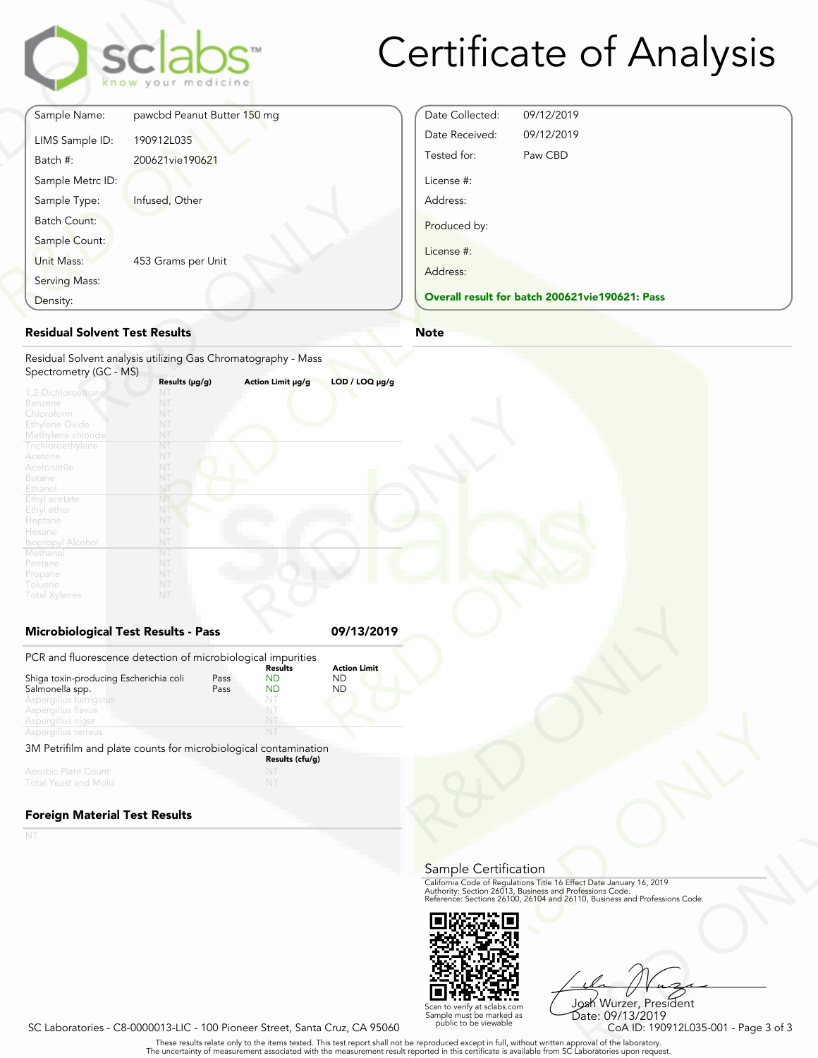# Certificate of Analysis

| | |
|---|---|
| Sample Name: | pawcbd Peanut Butter 150 mg |
| LIMS Sample ID: | 190912L035 |
| Batch #: | 200621vie190621 |
| Sample Metrc ID: | |
| Sample Type: | Infused, Other |
| Batch Count: | |
| Sample Count: | |
| Unit Mass: | 453 Grams per Unit |
| Serving Mass: | |
| Density: | |

| | |
|---|---|
| Date Collected: | 09/12/2019 |
| Date Received: | 09/12/2019 |
| Tested for: | Paw CBD |
| License #: | |
| Address: | |
| Produced by: | |
| License #: | |
| Address: | |

**Overall result for batch 200621vie190621: Pass**

## Residual Solvent Test Results

Residual Solvent analysis utilizing Gas Chromatography - Mass Spectrometry (GC - MS)

| | Results (μg/g) | Action Limit μg/g | LOD / LOQ μg/g |
|---|---|---|---|
| 1,2-Dichloroethane | NT | | |
| Benzene | NT | | |
| Chloroform | NT | | |
| Ethylene Oxide | NT | | |
| Methylene chloride | NT | | |
| Trichloroethylene | NT | | |
| Acetone | NT | | |
| Acetonitrile | NT | | |
| Butane | NT | | |
| Ethanol | NT | | |
| Ethyl acetate | NT | | |
| Ethyl ether | NT | | |
| Heptane | NT | | |
| Hexane | NT | | |
| Isopropyl Alcohol | NT | | |
| Methanol | NT | | |
| Pentane | NT | | |
| Propane | NT | | |
| Toluene | NT | | |
| Total Xylenes | NT | | |

## Note

## Microbiological Test Results - Pass

09/13/2019

PCR and fluorescence detection of microbiological impurities

| | | Results | Action Limit |
|---|---|---|---|
| Shiga toxin-producing Escherichia coli | Pass | ND | ND |
| Salmonella spp. | Pass | ND | ND |
| Aspergillus fumigatus | | NT | |
| Aspergillus flavus | | NT | |
| Aspergillus niger | | NT | |
| Aspergillus terreus | | NT | |

3M Petrifilm and plate counts for microbiological contamination

| | Results (cfu/g) |
|---|---|
| Aerobic Plate Count | NT |
| Total Yeast and Mold | NT |

## Foreign Material Test Results

NT

## Sample Certification

California Code of Regulations Title 16 Effect Date January 16, 2019
Authority: Section 26013, Business and Professions Code.
Reference: Sections 26100, 26104 and 26110, Business and Professions Code.

Scan to verify at sclabs.com
Sample must be marked as public to be viewable

Josh Wurzer, President
Date: 09/13/2019

SC Laboratories - C8-0000013-LIC - 100 Pioneer Street, Santa Cruz, CA 95060

CoA ID: 190912L035-001

These results relate only to the items tested. This test report shall not be reproduced except in full, without written approval of the laboratory.
The uncertainty of measurement associated with the measurement result reported in this certificate is available from SC Laboratories upon request.